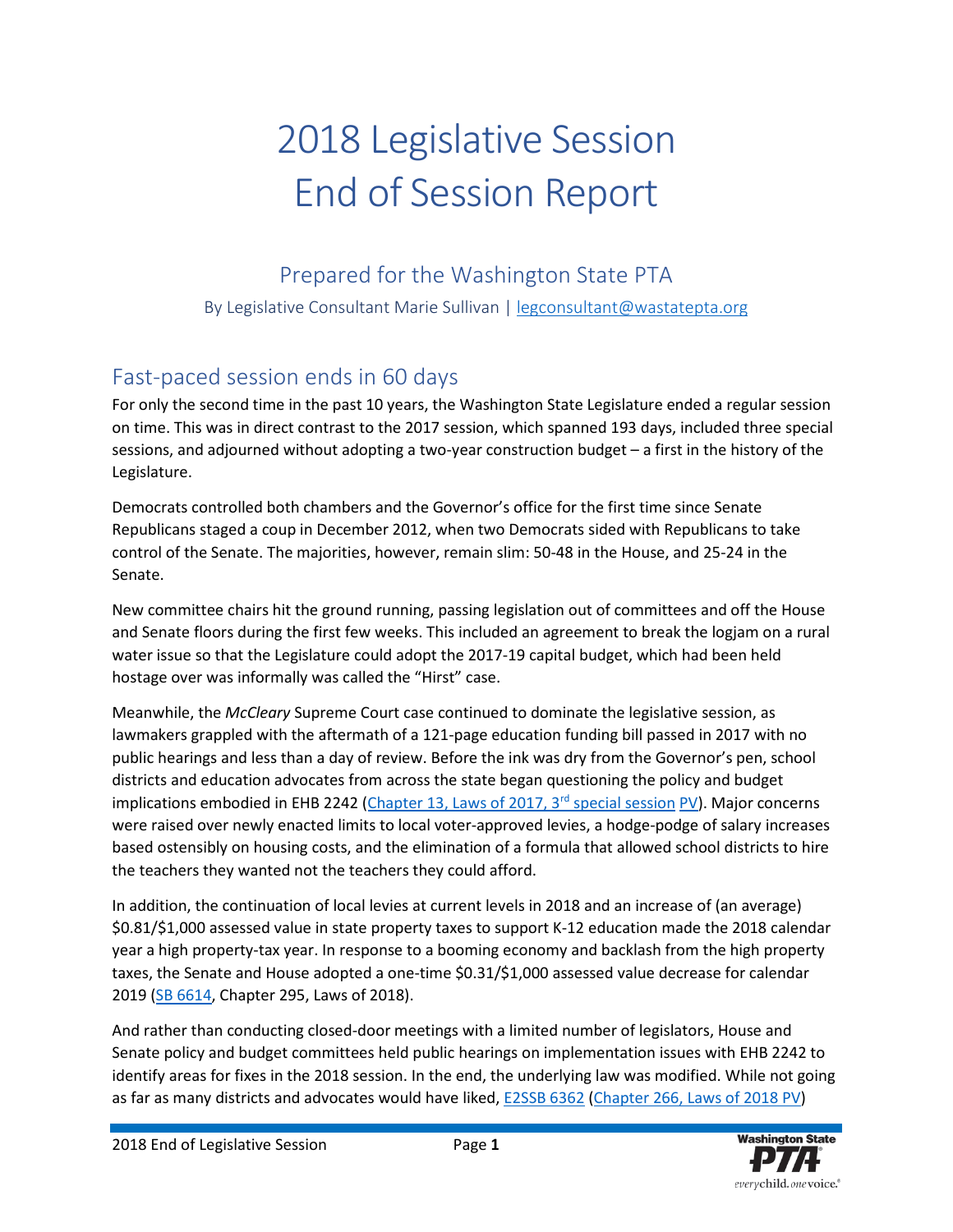# 2018 Legislative Session End of Session Report

## Prepared for the Washington State PTA

By Legislative Consultant Marie Sullivan | legconsultant@wastatepta.org

## Fast-paced session ends in 60 days

For only the second time in the past 10 years, the Washington State Legislature ended a regular session on time. This was in direct contrast to the 2017 session, which spanned 193 days, included three special sessions, and adjourned without adopting a two-year construction budget – a first in the history of the Legislature.

Democrats controlled both chambers and the Governor's office for the first time since Senate Republicans staged a coup in December 2012, when two Democrats sided with Republicans to take control of the Senate. The majorities, however, remain slim: 50-48 in the House, and 25-24 in the Senate.

New committee chairs hit the ground running, passing legislation out of committees and off the House and Senate floors during the first few weeks. This included an agreement to break the logjam on a rural water issue so that the Legislature could adopt the 2017-19 capital budget, which had been held hostage over was informally was called the "Hirst" case.

Meanwhile, the *McCleary* Supreme Court case continued to dominate the legislative session, as lawmakers grappled with the aftermath of a 121-page education funding bill passed in 2017 with no public hearings and less than a day of review. Before the ink was dry from the Governor's pen, school districts and education advocates from across the state began questioning the policy and budget implications embodied in EHB 2242 (Chapter 13, Laws of 2017, 3rd special session PV). Major concerns were raised over newly enacted limits to local voter-approved levies, a hodge-podge of salary increases based ostensibly on housing costs, and the elimination of a formula that allowed school districts to hire the teachers they wanted not the teachers they could afford.

In addition, the continuation of local levies at current levels in 2018 and an increase of (an average) $0.81/$1,000 assessed value in state property taxes to support K-12 education made the 2018 calendar year a high property-tax year. In response to a booming economy and backlash from the high property taxes, the Senate and House adopted a one-time $0.31/$1,000 assessed value decrease for calendar 2019 (SB 6614, Chapter 295, Laws of 2018).

And rather than conducting closed-door meetings with a limited number of legislators, House and Senate policy and budget committees held public hearings on implementation issues with EHB 2242 to identify areas for fixes in the 2018 session. In the end, the underlying law was modified. While not going as far as many districts and advocates would have liked, E2SSB 6362 (Chapter 266, Laws of 2018 PV)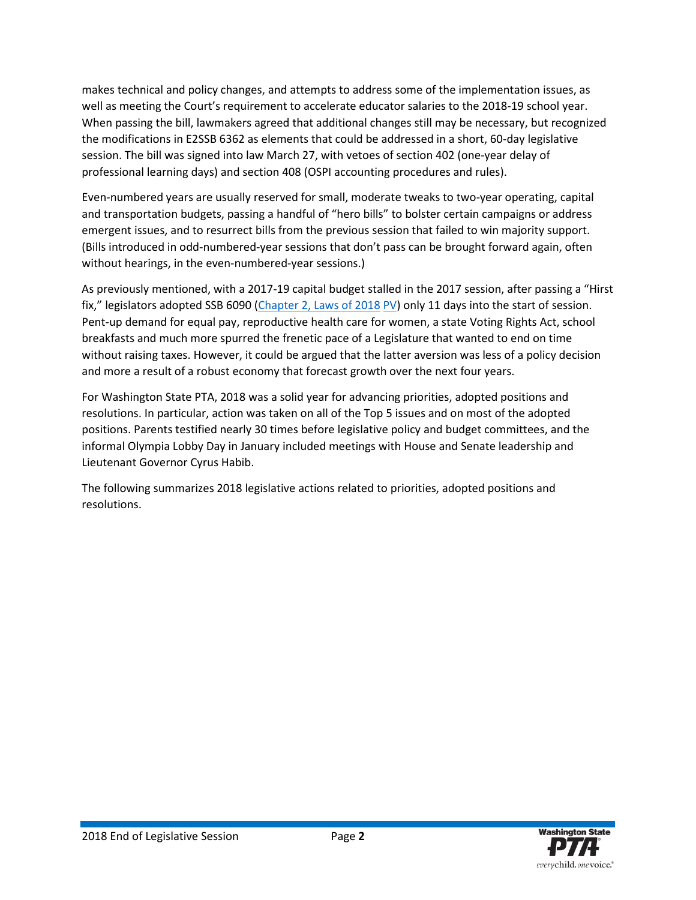makes technical and policy changes, and attempts to address some of the implementation issues, as well as meeting the Court's requirement to accelerate educator salaries to the 2018-19 school year. When passing the bill, lawmakers agreed that additional changes still may be necessary, but recognized the modifications in E2SSB 6362 as elements that could be addressed in a short, 60-day legislative session. The bill was signed into law March 27, with vetoes of section 402 (one-year delay of professional learning days) and section 408 (OSPI accounting procedures and rules).

Even-numbered years are usually reserved for small, moderate tweaks to two-year operating, capital and transportation budgets, passing a handful of "hero bills" to bolster certain campaigns or address emergent issues, and to resurrect bills from the previous session that failed to win majority support. (Bills introduced in odd-numbered-year sessions that don't pass can be brought forward again, often without hearings, in the even-numbered-year sessions.)

As previously mentioned, with a 2017-19 capital budget stalled in the 2017 session, after passing a "Hirst fix," legislators adopted SSB 6090 ([Chapter 2, Laws of 2018](#) [PV](#)) only 11 days into the start of session. Pent-up demand for equal pay, reproductive health care for women, a state Voting Rights Act, school breakfasts and much more spurred the frenetic pace of a Legislature that wanted to end on time without raising taxes. However, it could be argued that the latter aversion was less of a policy decision and more a result of a robust economy that forecast growth over the next four years.

For Washington State PTA, 2018 was a solid year for advancing priorities, adopted positions and resolutions. In particular, action was taken on all of the Top 5 issues and on most of the adopted positions. Parents testified nearly 30 times before legislative policy and budget committees, and the informal Olympia Lobby Day in January included meetings with House and Senate leadership and Lieutenant Governor Cyrus Habib.

The following summarizes 2018 legislative actions related to priorities, adopted positions and resolutions.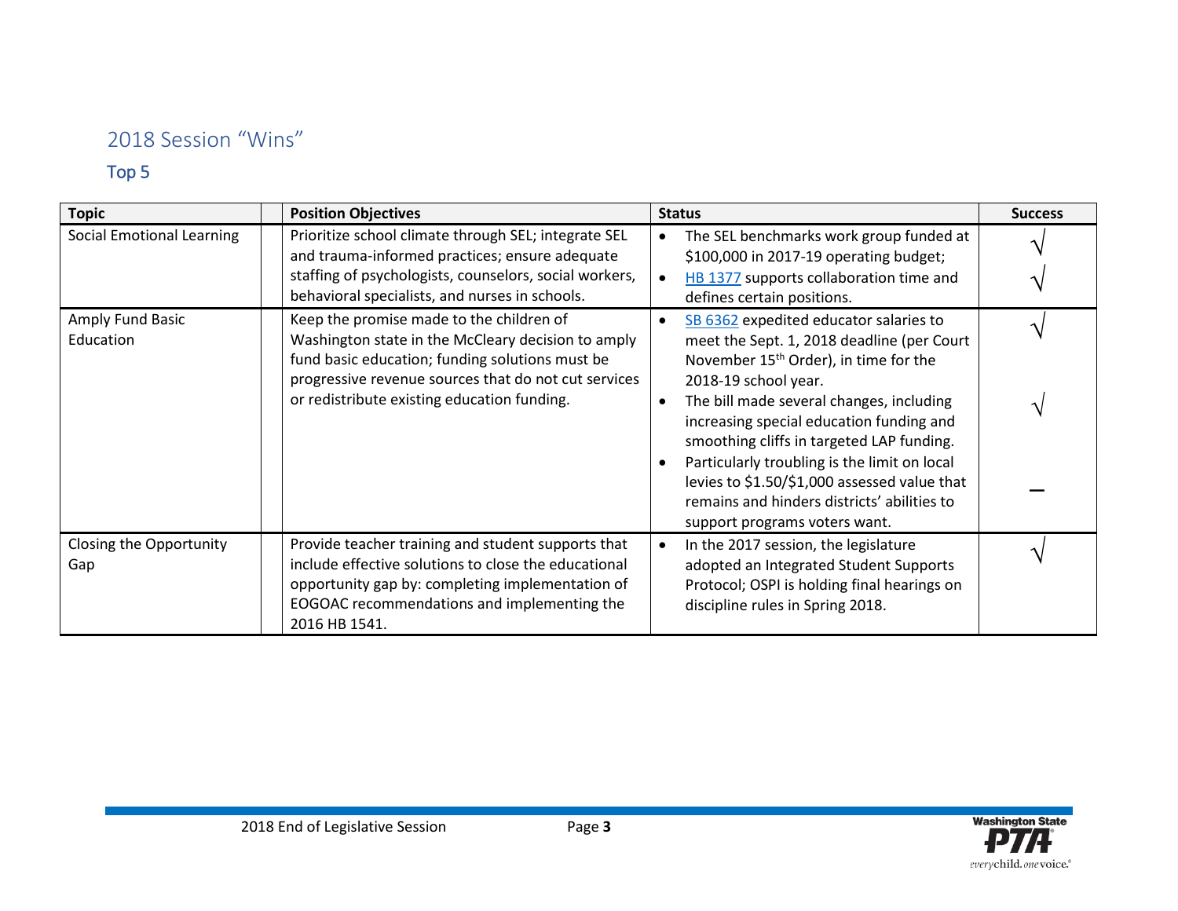## 2018 Session "Wins"

### Top 5

| Topic | Position Objectives | Status | Success |
|---|---|---|---|
| Social Emotional Learning | Prioritize school climate through SEL; integrate SEL and trauma-informed practices; ensure adequate staffing of psychologists, counselors, social workers, behavioral specialists, and nurses in schools. | • The SEL benchmarks work group funded at \$100,000 in 2017-19 operating budget;<br>• HB 1377 supports collaboration time and defines certain positions. | √<br>√ |
| Amply Fund Basic Education | Keep the promise made to the children of Washington state in the McCleary decision to amply fund basic education; funding solutions must be progressive revenue sources that do not cut services or redistribute existing education funding. | • SB 6362 expedited educator salaries to meet the Sept. 1, 2018 deadline (per Court November 15th Order), in time for the 2018-19 school year.<br>• The bill made several changes, including increasing special education funding and smoothing cliffs in targeted LAP funding.<br>• Particularly troubling is the limit on local levies to \$1.50/\$1,000 assessed value that remains and hinders districts' abilities to support programs voters want. | √<br>√<br>— |
| Closing the Opportunity Gap | Provide teacher training and student supports that include effective solutions to close the educational opportunity gap by: completing implementation of EOGOAC recommendations and implementing the 2016 HB 1541. | • In the 2017 session, the legislature adopted an Integrated Student Supports Protocol; OSPI is holding final hearings on discipline rules in Spring 2018. | √ |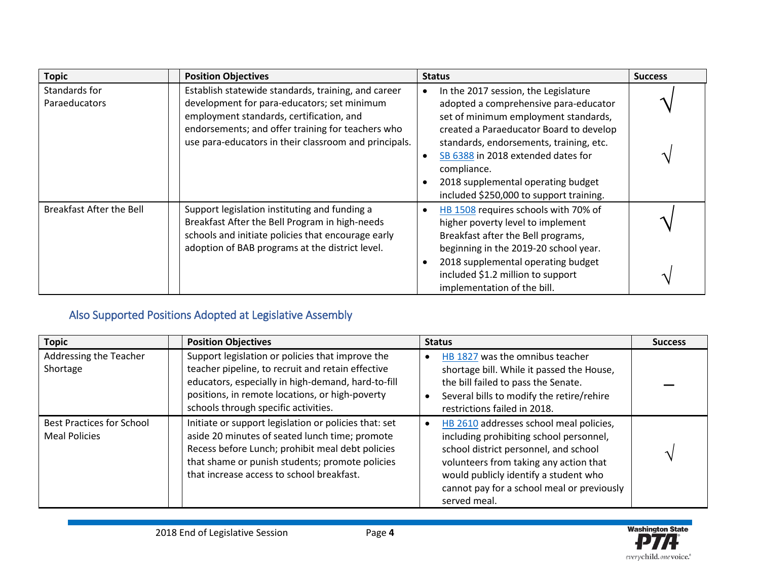| Topic | Position Objectives | Status | Success |
|---|---|---|---|
| Standards for Paraeducators | Establish statewide standards, training, and career development for para-educators; set minimum employment standards, certification, and endorsements; and offer training for teachers who use para-educators in their classroom and principals. | • In the 2017 session, the Legislature adopted a comprehensive para-educator set of minimum employment standards, created a Paraeducator Board to develop standards, endorsements, training, etc.<br>• SB 6388 in 2018 extended dates for compliance.<br>• 2018 supplemental operating budget included $250,000 to support training. | √<br>√ |
| Breakfast After the Bell | Support legislation instituting and funding a Breakfast After the Bell Program in high-needs schools and initiate policies that encourage early adoption of BAB programs at the district level. | • HB 1508 requires schools with 70% of higher poverty level to implement Breakfast after the Bell programs, beginning in the 2019-20 school year.<br>• 2018 supplemental operating budget included $1.2 million to support implementation of the bill. | √<br>√ |

## Also Supported Positions Adopted at Legislative Assembly

| Topic | Position Objectives | Status | Success |
|---|---|---|---|
| Addressing the Teacher Shortage | Support legislation or policies that improve the teacher pipeline, to recruit and retain effective educators, especially in high-demand, hard-to-fill positions, in remote locations, or high-poverty schools through specific activities. | • HB 1827 was the omnibus teacher shortage bill. While it passed the House, the bill failed to pass the Senate.<br>• Several bills to modify the retire/rehire restrictions failed in 2018. | — |
| Best Practices for School Meal Policies | Initiate or support legislation or policies that: set aside 20 minutes of seated lunch time; promote Recess before Lunch; prohibit meal debt policies that shame or punish students; promote policies that increase access to school breakfast. | • HB 2610 addresses school meal policies, including prohibiting school personnel, school district personnel, and school volunteers from taking any action that would publicly identify a student who cannot pay for a school meal or previously served meal. | √ |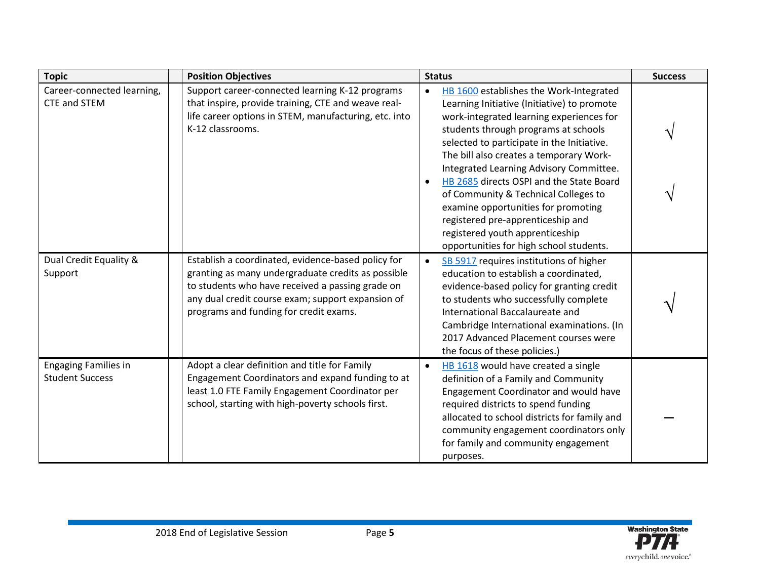| Topic | | Position Objectives | Status | Success |
|---|---|---|---|---|
| Career-connected learning, CTE and STEM | | Support career-connected learning K-12 programs that inspire, provide training, CTE and weave real-life career options in STEM, manufacturing, etc. into K-12 classrooms. | • HB 1600 establishes the Work-Integrated Learning Initiative (Initiative) to promote work-integrated learning experiences for students through programs at schools selected to participate in the Initiative. The bill also creates a temporary Work-Integrated Learning Advisory Committee.<br>• HB 2685 directs OSPI and the State Board of Community & Technical Colleges to examine opportunities for promoting registered pre-apprenticeship and registered youth apprenticeship opportunities for high school students. | √<br>√ |
| Dual Credit Equality & Support | | Establish a coordinated, evidence-based policy for granting as many undergraduate credits as possible to students who have received a passing grade on any dual credit course exam; support expansion of programs and funding for credit exams. | • SB 5917 requires institutions of higher education to establish a coordinated, evidence-based policy for granting credit to students who successfully complete International Baccalaureate and Cambridge International examinations. (In 2017 Advanced Placement courses were the focus of these policies.) | √ |
| Engaging Families in Student Success | | Adopt a clear definition and title for Family Engagement Coordinators and expand funding to at least 1.0 FTE Family Engagement Coordinator per school, starting with high-poverty schools first. | • HB 1618 would have created a single definition of a Family and Community Engagement Coordinator and would have required districts to spend funding allocated to school districts for family and community engagement coordinators only for family and community engagement purposes. | — |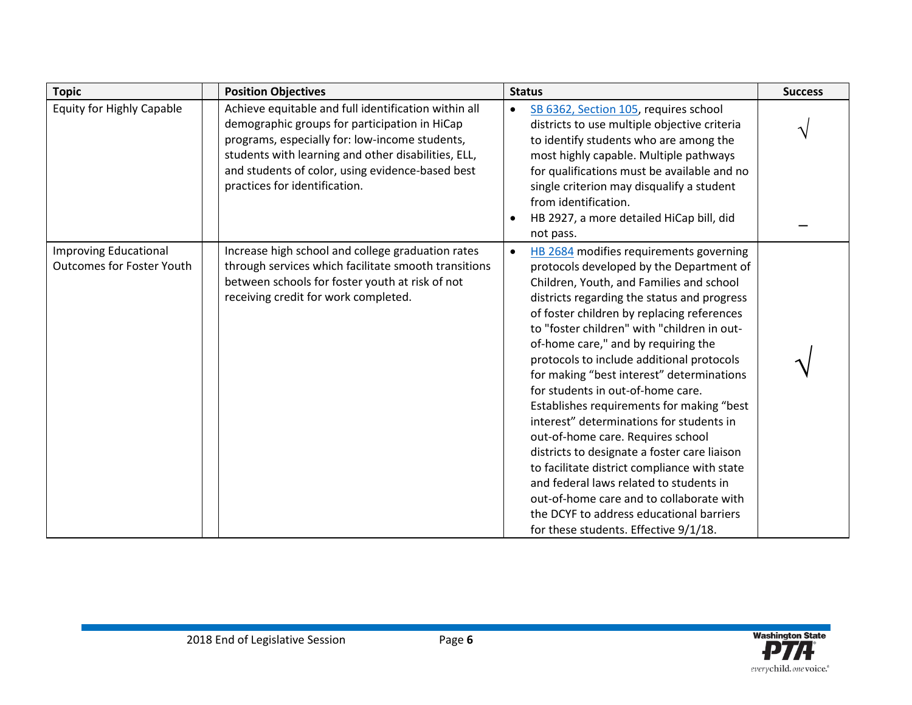| Topic | | Position Objectives | Status | Success |
|---|---|---|---|---|
| Equity for Highly Capable | | Achieve equitable and full identification within all demographic groups for participation in HiCap programs, especially for: low-income students, students with learning and other disabilities, ELL, and students of color, using evidence-based best practices for identification. | • SB 6362, Section 105, requires school districts to use multiple objective criteria to identify students who are among the most highly capable. Multiple pathways for qualifications must be available and no single criterion may disqualify a student from identification.<br>• HB 2927, a more detailed HiCap bill, did not pass. | √<br><br>– |
| Improving Educational Outcomes for Foster Youth | | Increase high school and college graduation rates through services which facilitate smooth transitions between schools for foster youth at risk of not receiving credit for work completed. | • HB 2684 modifies requirements governing protocols developed by the Department of Children, Youth, and Families and school districts regarding the status and progress of foster children by replacing references to "foster children" with "children in out-of-home care," and by requiring the protocols to include additional protocols for making "best interest" determinations for students in out-of-home care. Establishes requirements for making "best interest" determinations for students in out-of-home care. Requires school districts to designate a foster care liaison to facilitate district compliance with state and federal laws related to students in out-of-home care and to collaborate with the DCYF to address educational barriers for these students. Effective 9/1/18. | √ |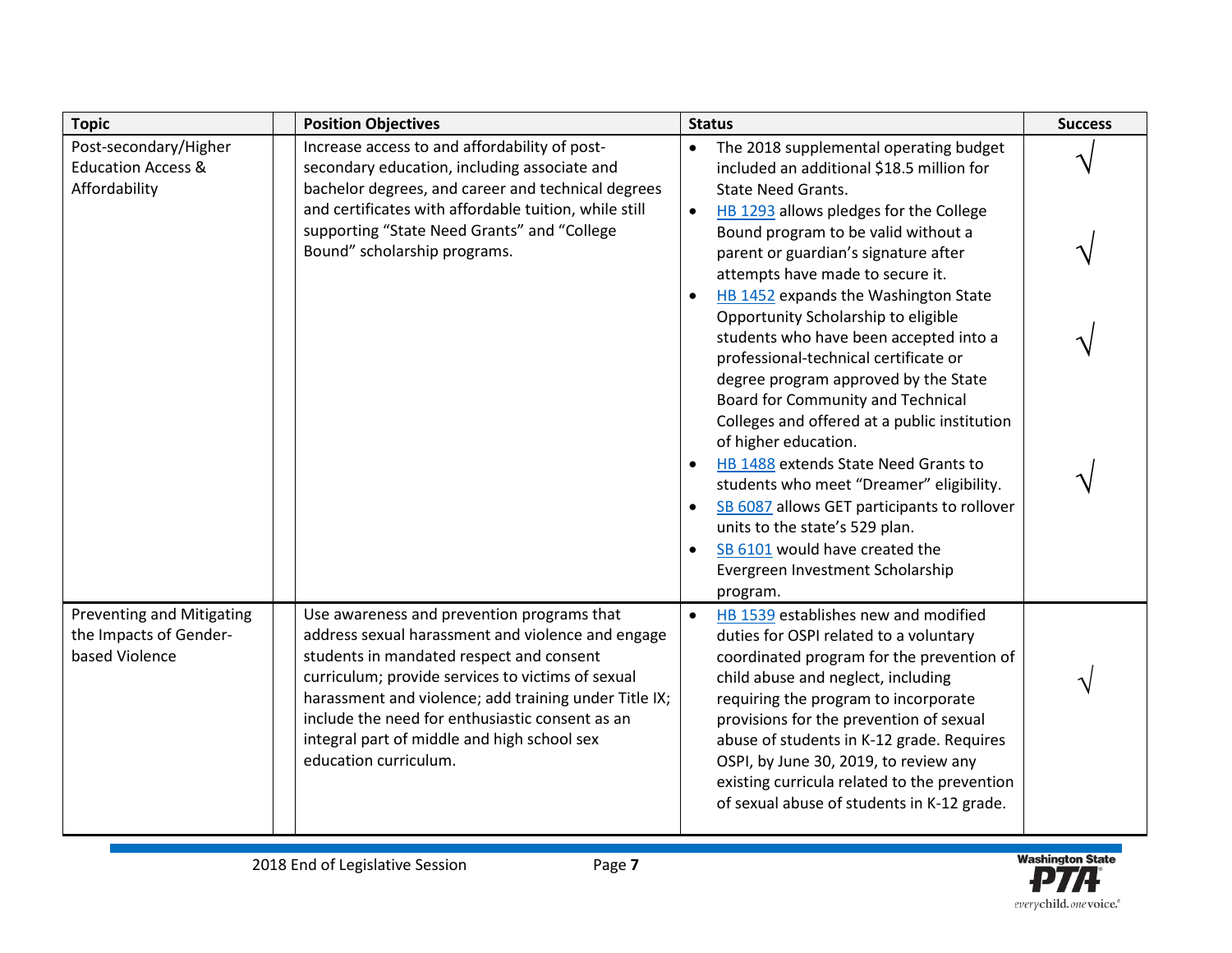| Topic | Position Objectives | Status | Success |
|---|---|---|---|
| Post-secondary/Higher Education Access & Affordability | Increase access to and affordability of post-secondary education, including associate and bachelor degrees, and career and technical degrees and certificates with affordable tuition, while still supporting "State Need Grants" and "College Bound" scholarship programs. | • The 2018 supplemental operating budget included an additional $18.5 million for State Need Grants. | √ |
| | | • HB 1293 allows pledges for the College Bound program to be valid without a parent or guardian's signature after attempts have made to secure it. | √ |
| | | • HB 1452 expands the Washington State Opportunity Scholarship to eligible students who have been accepted into a professional-technical certificate or degree program approved by the State Board for Community and Technical Colleges and offered at a public institution of higher education. | √ |
| | | • HB 1488 extends State Need Grants to students who meet "Dreamer" eligibility. | √ |
| | | • SB 6087 allows GET participants to rollover units to the state's 529 plan. | |
| | | • SB 6101 would have created the Evergreen Investment Scholarship program. | |
| Preventing and Mitigating the Impacts of Gender-based Violence | Use awareness and prevention programs that address sexual harassment and violence and engage students in mandated respect and consent curriculum; provide services to victims of sexual harassment and violence; add training under Title IX; include the need for enthusiastic consent as an integral part of middle and high school sex education curriculum. | • HB 1539 establishes new and modified duties for OSPI related to a voluntary coordinated program for the prevention of child abuse and neglect, including requiring the program to incorporate provisions for the prevention of sexual abuse of students in K-12 grade. Requires OSPI, by June 30, 2019, to review any existing curricula related to the prevention of sexual abuse of students in K-12 grade. | √ |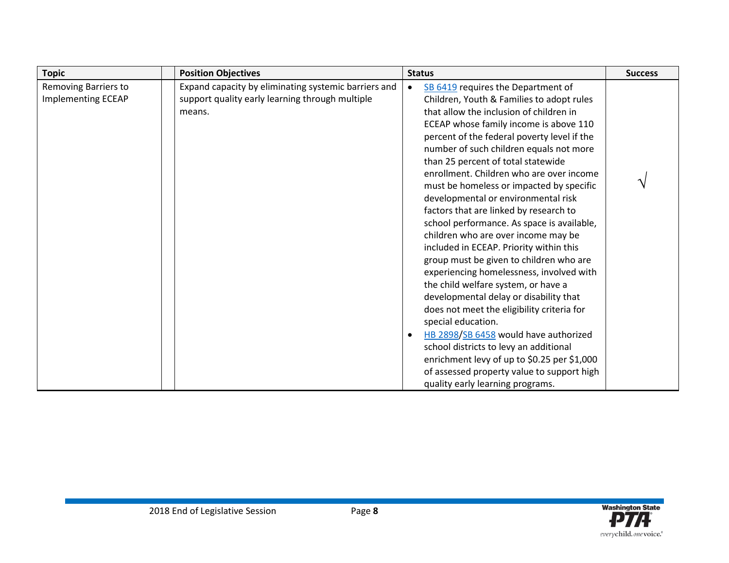| Topic | | Position Objectives | Status | Success |
|---|---|---|---|---|
| Removing Barriers to Implementing ECEAP | | Expand capacity by eliminating systemic barriers and support quality early learning through multiple means. | • SB 6419 requires the Department of Children, Youth & Families to adopt rules that allow the inclusion of children in ECEAP whose family income is above 110 percent of the federal poverty level if the number of such children equals not more than 25 percent of total statewide enrollment. Children who are over income must be homeless or impacted by specific developmental or environmental risk factors that are linked by research to school performance. As space is available, children who are over income may be included in ECEAP. Priority within this group must be given to children who are experiencing homelessness, involved with the child welfare system, or have a developmental delay or disability that does not meet the eligibility criteria for special education.<br>• HB 2898/SB 6458 would have authorized school districts to levy an additional enrichment levy of up to $0.25 per $1,000 of assessed property value to support high quality early learning programs. | √ |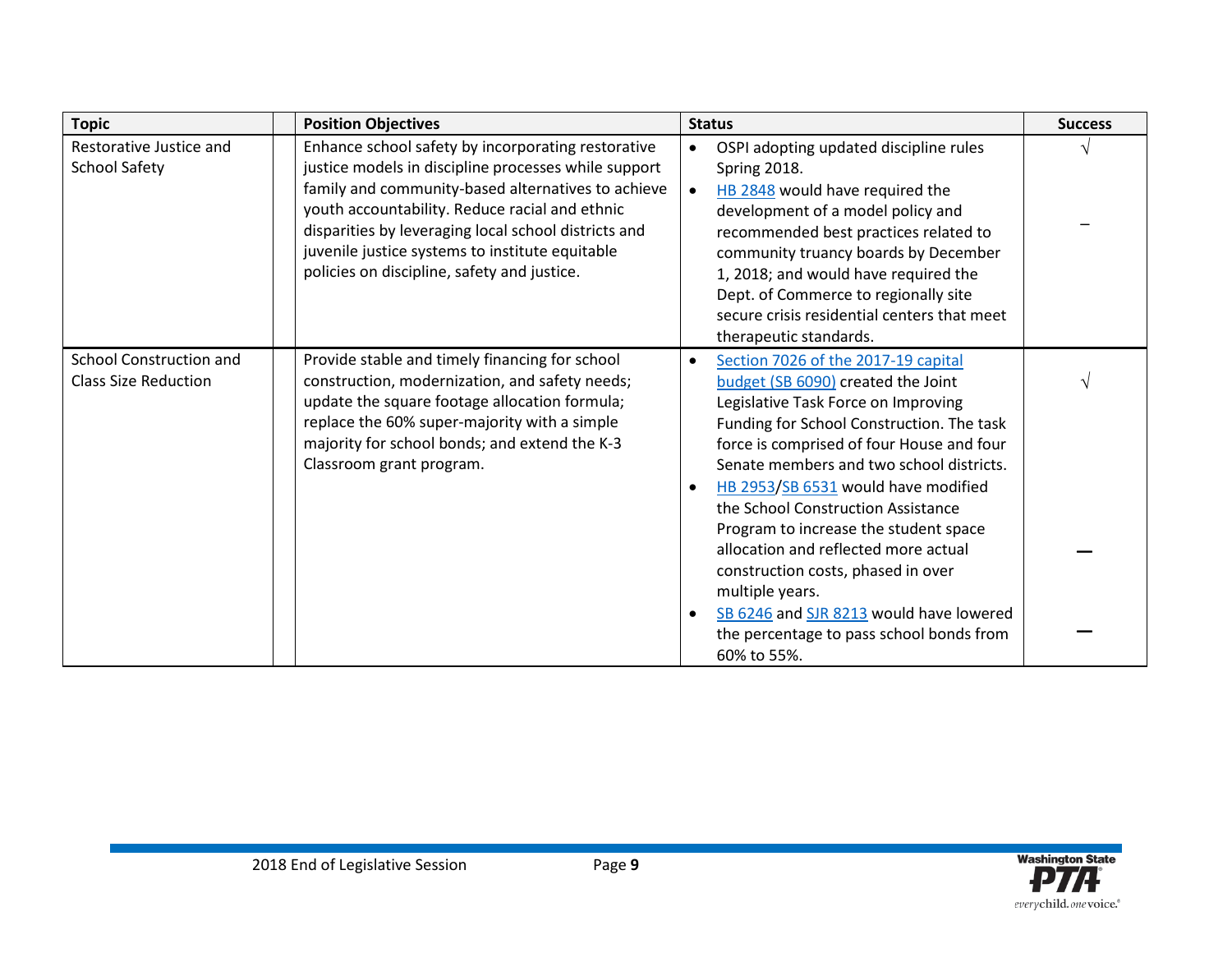| Topic | | Position Objectives | Status | Success |
|---|---|---|---|---|
| Restorative Justice and School Safety | | Enhance school safety by incorporating restorative justice models in discipline processes while support family and community-based alternatives to achieve youth accountability. Reduce racial and ethnic disparities by leveraging local school districts and juvenile justice systems to institute equitable policies on discipline, safety and justice. | • OSPI adopting updated discipline rules Spring 2018.<br>• HB 2848 would have required the development of a model policy and recommended best practices related to community truancy boards by December 1, 2018; and would have required the Dept. of Commerce to regionally site secure crisis residential centers that meet therapeutic standards. | √<br><br>– |
| School Construction and Class Size Reduction | | Provide stable and timely financing for school construction, modernization, and safety needs; update the square footage allocation formula; replace the 60% super-majority with a simple majority for school bonds; and extend the K-3 Classroom grant program. | • Section 7026 of the 2017-19 capital budget (SB 6090) created the Joint Legislative Task Force on Improving Funding for School Construction. The task force is comprised of four House and four Senate members and two school districts.<br>• HB 2953/SB 6531 would have modified the School Construction Assistance Program to increase the student space allocation and reflected more actual construction costs, phased in over multiple years.<br>• SB 6246 and SJR 8213 would have lowered the percentage to pass school bonds from 60% to 55%. | √<br><br>—<br><br>— |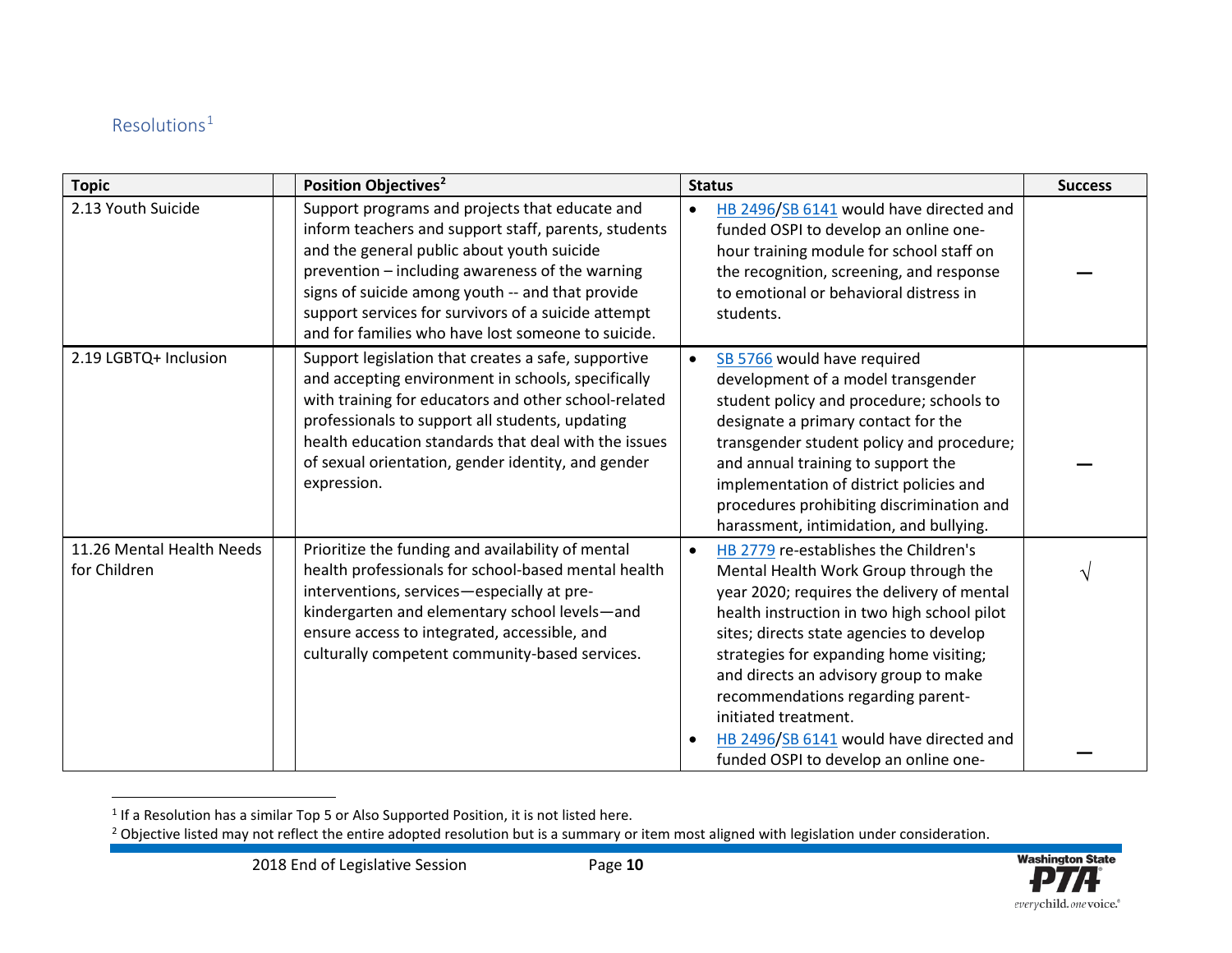## Resolutions[1]

| Topic | | Position Objectives[2] | Status | Success |
|---|---|---|---|---|
| 2.13 Youth Suicide | | Support programs and projects that educate and inform teachers and support staff, parents, students and the general public about youth suicide prevention – including awareness of the warning signs of suicide among youth -- and that provide support services for survivors of a suicide attempt and for families who have lost someone to suicide. | • HB 2496/SB 6141 would have directed and funded OSPI to develop an online one-hour training module for school staff on the recognition, screening, and response to emotional or behavioral distress in students. | — |
| 2.19 LGBTQ+ Inclusion | | Support legislation that creates a safe, supportive and accepting environment in schools, specifically with training for educators and other school-related professionals to support all students, updating health education standards that deal with the issues of sexual orientation, gender identity, and gender expression. | • SB 5766 would have required development of a model transgender student policy and procedure; schools to designate a primary contact for the transgender student policy and procedure; and annual training to support the implementation of district policies and procedures prohibiting discrimination and harassment, intimidation, and bullying. | — |
| 11.26 Mental Health Needs for Children | | Prioritize the funding and availability of mental health professionals for school-based mental health interventions, services—especially at pre-kindergarten and elementary school levels—and ensure access to integrated, accessible, and culturally competent community-based services. | • HB 2779 re-establishes the Children's Mental Health Work Group through the year 2020; requires the delivery of mental health instruction in two high school pilot sites; directs state agencies to develop strategies for expanding home visiting; and directs an advisory group to make recommendations regarding parent-initiated treatment.<br>• HB 2496/SB 6141 would have directed and funded OSPI to develop an online one- | √<br><br>— |

[1] If a Resolution has a similar Top 5 or Also Supported Position, it is not listed here.

[2] Objective listed may not reflect the entire adopted resolution but is a summary or item most aligned with legislation under consideration.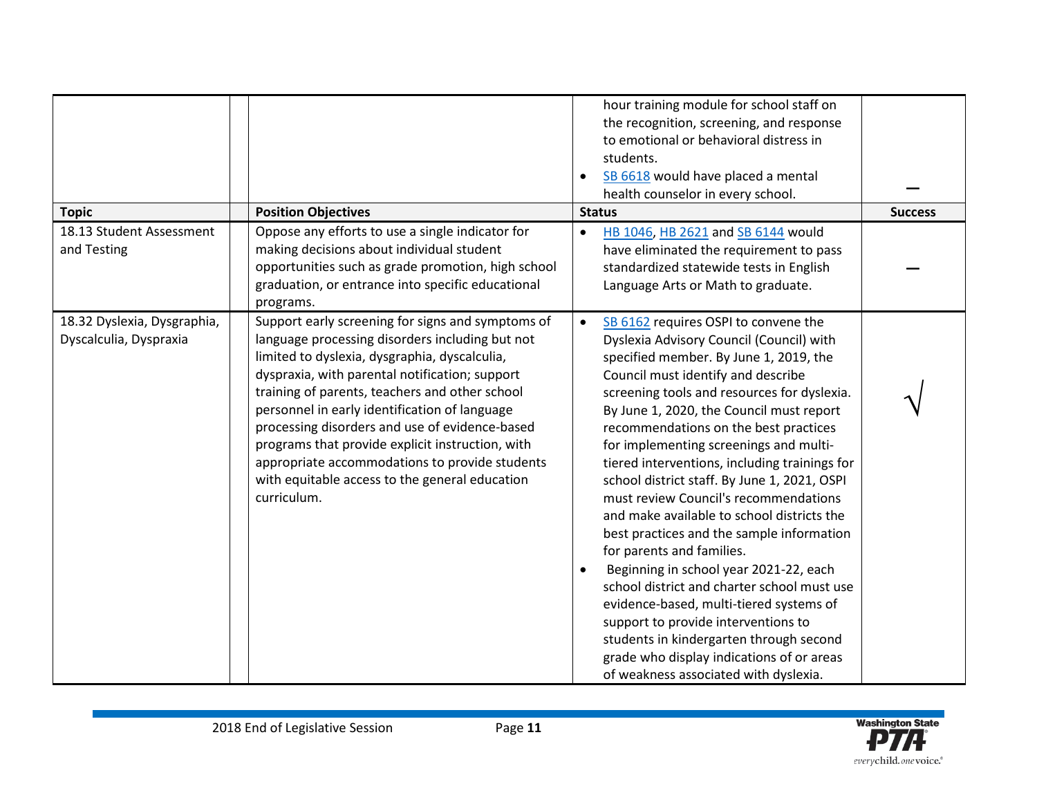| | | hour training module for school staff on the recognition, screening, and response to emotional or behavioral distress in students.<br>• SB 6618 would have placed a mental health counselor in every school. | — |
|---|---|---|---|
| **Topic** | **Position Objectives** | **Status** | **Success** |
| 18.13 Student Assessment and Testing | Oppose any efforts to use a single indicator for making decisions about individual student opportunities such as grade promotion, high school graduation, or entrance into specific educational programs. | • HB 1046, HB 2621 and SB 6144 would have eliminated the requirement to pass standardized statewide tests in English Language Arts or Math to graduate. | — |
| 18.32 Dyslexia, Dysgraphia, Dyscalculia, Dyspraxia | Support early screening for signs and symptoms of language processing disorders including but not limited to dyslexia, dysgraphia, dyscalculia, dyspraxia, with parental notification; support training of parents, teachers and other school personnel in early identification of language processing disorders and use of evidence-based programs that provide explicit instruction, with appropriate accommodations to provide students with equitable access to the general education curriculum. | • SB 6162 requires OSPI to convene the Dyslexia Advisory Council (Council) with specified member. By June 1, 2019, the Council must identify and describe screening tools and resources for dyslexia. By June 1, 2020, the Council must report recommendations on the best practices for implementing screenings and multi-tiered interventions, including trainings for school district staff. By June 1, 2021, OSPI must review Council's recommendations and make available to school districts the best practices and the sample information for parents and families.<br>• Beginning in school year 2021-22, each school district and charter school must use evidence-based, multi-tiered systems of support to provide interventions to students in kindergarten through second grade who display indications of or areas of weakness associated with dyslexia. | √ |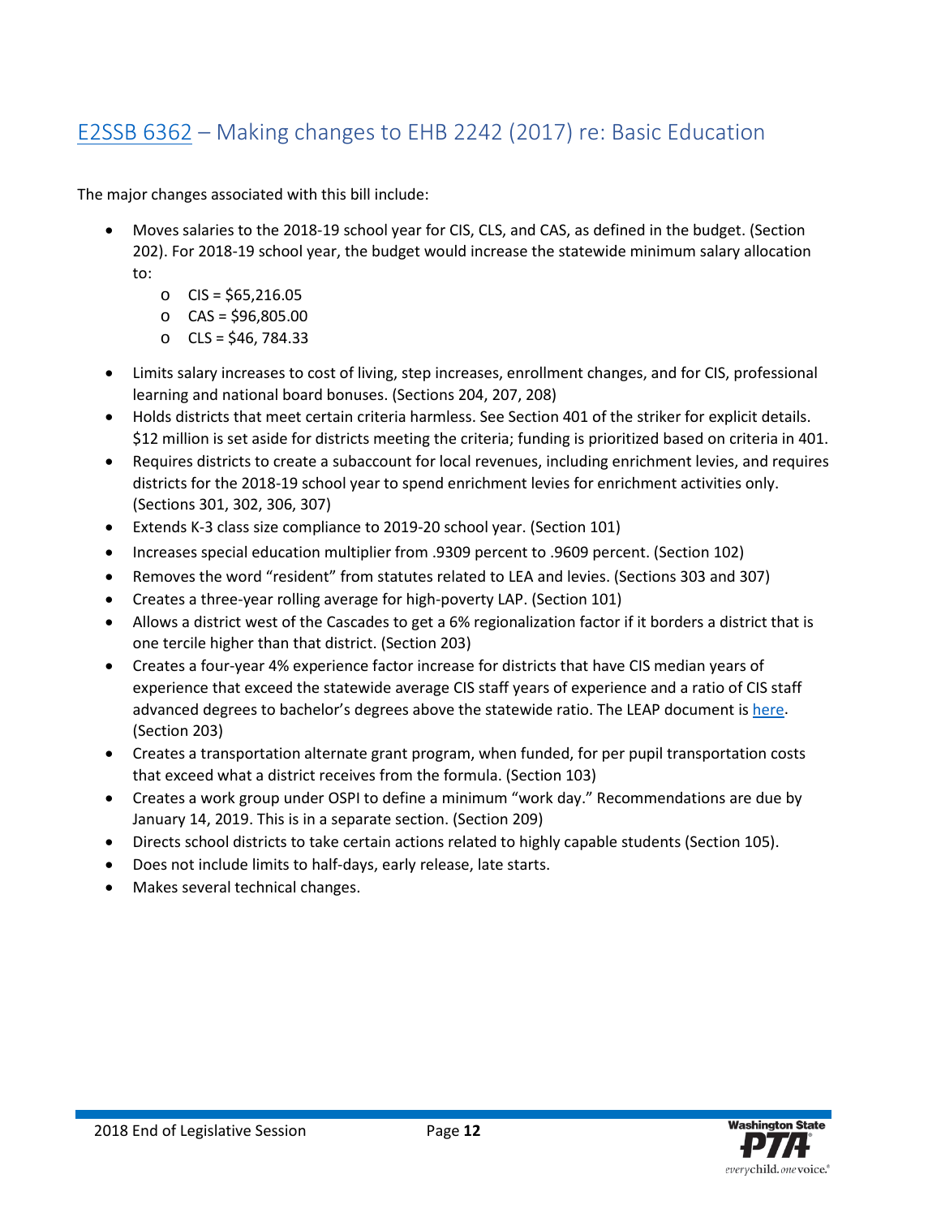## E2SSB 6362 – Making changes to EHB 2242 (2017) re: Basic Education

The major changes associated with this bill include:

- Moves salaries to the 2018-19 school year for CIS, CLS, and CAS, as defined in the budget. (Section 202). For 2018-19 school year, the budget would increase the statewide minimum salary allocation to:
  - CIS = $65,216.05
  - CAS = $96,805.00
  - CLS = $46, 784.33
- Limits salary increases to cost of living, step increases, enrollment changes, and for CIS, professional learning and national board bonuses. (Sections 204, 207, 208)
- Holds districts that meet certain criteria harmless. See Section 401 of the striker for explicit details. $12 million is set aside for districts meeting the criteria; funding is prioritized based on criteria in 401.
- Requires districts to create a subaccount for local revenues, including enrichment levies, and requires districts for the 2018-19 school year to spend enrichment levies for enrichment activities only. (Sections 301, 302, 306, 307)
- Extends K-3 class size compliance to 2019-20 school year. (Section 101)
- Increases special education multiplier from .9309 percent to .9609 percent. (Section 102)
- Removes the word "resident" from statutes related to LEA and levies. (Sections 303 and 307)
- Creates a three-year rolling average for high-poverty LAP. (Section 101)
- Allows a district west of the Cascades to get a 6% regionalization factor if it borders a district that is one tercile higher than that district. (Section 203)
- Creates a four-year 4% experience factor increase for districts that have CIS median years of experience that exceed the statewide average CIS staff years of experience and a ratio of CIS staff advanced degrees to bachelor's degrees above the statewide ratio. The LEAP document is here. (Section 203)
- Creates a transportation alternate grant program, when funded, for per pupil transportation costs that exceed what a district receives from the formula. (Section 103)
- Creates a work group under OSPI to define a minimum "work day." Recommendations are due by January 14, 2019. This is in a separate section. (Section 209)
- Directs school districts to take certain actions related to highly capable students (Section 105).
- Does not include limits to half-days, early release, late starts.
- Makes several technical changes.